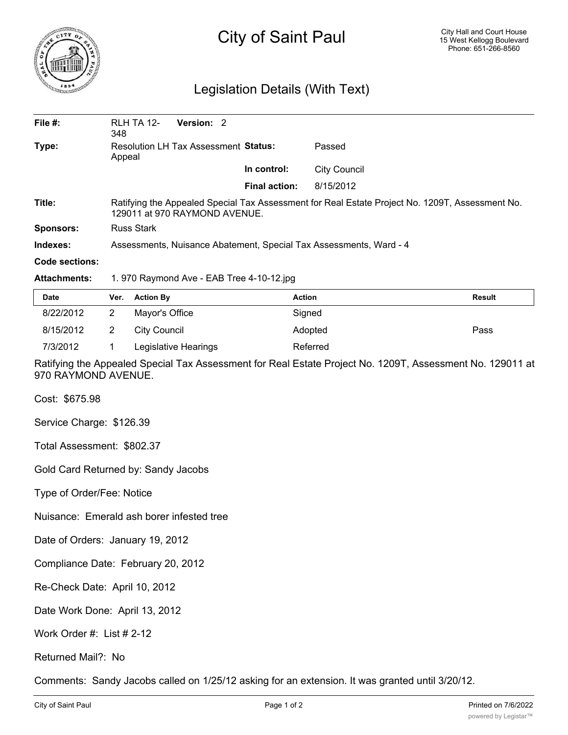# City of Saint Paul

City Hall and Court House
15 West Kellogg Boulevard
Phone: 651-266-8560

## Legislation Details (With Text)

| | | | |
|---|---|---|---|
| **File #:** | RLH TA 12-348 **Version:** 2 | | |
| **Type:** | Resolution LH Tax Assessment Appeal | **Status:** | Passed |
| | | **In control:** | City Council |
| | | **Final action:** | 8/15/2012 |
| **Title:** | Ratifying the Appealed Special Tax Assessment for Real Estate Project No. 1209T, Assessment No. 129011 at 970 RAYMOND AVENUE. | | |
| **Sponsors:** | Russ Stark | | |
| **Indexes:** | Assessments, Nuisance Abatement, Special Tax Assessments, Ward - 4 | | |
| **Code sections:** | | | |
| **Attachments:** | 1. 970 Raymond Ave - EAB Tree 4-10-12.jpg | | |

| Date | Ver. | Action By | Action | Result |
|---|---|---|---|---|
| 8/22/2012 | 2 | Mayor's Office | Signed | |
| 8/15/2012 | 2 | City Council | Adopted | Pass |
| 7/3/2012 | 1 | Legislative Hearings | Referred | |

Ratifying the Appealed Special Tax Assessment for Real Estate Project No. 1209T, Assessment No. 129011 at 970 RAYMOND AVENUE.

Cost: $675.98

Service Charge: $126.39

Total Assessment: $802.37

Gold Card Returned by: Sandy Jacobs

Type of Order/Fee: Notice

Nuisance: Emerald ash borer infested tree

Date of Orders: January 19, 2012

Compliance Date: February 20, 2012

Re-Check Date: April 10, 2012

Date Work Done: April 13, 2012

Work Order #: List # 2-12

Returned Mail?: No

Comments: Sandy Jacobs called on 1/25/12 asking for an extension. It was granted until 3/20/12.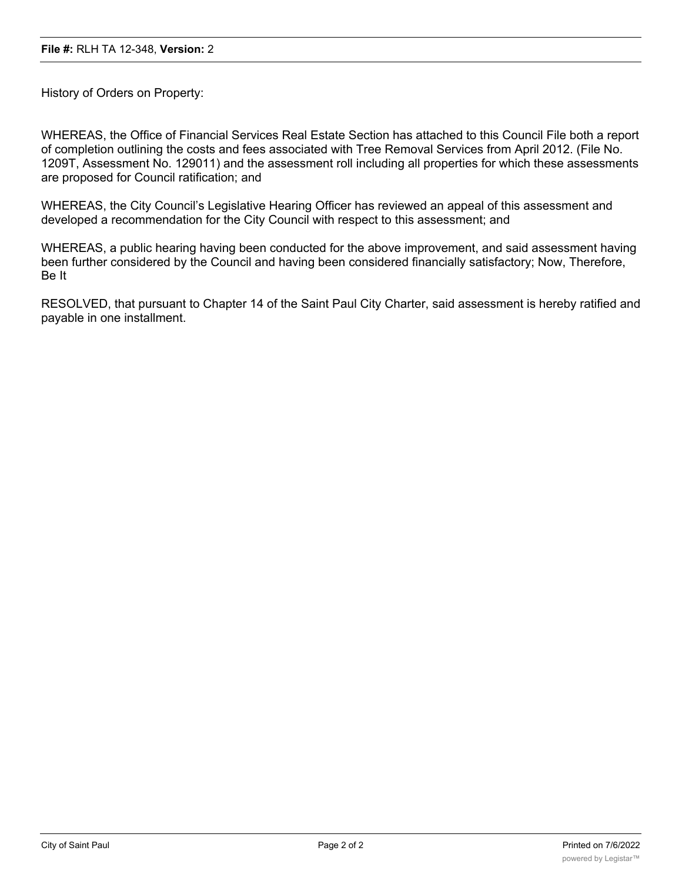History of Orders on Property:

WHEREAS, the Office of Financial Services Real Estate Section has attached to this Council File both a report of completion outlining the costs and fees associated with Tree Removal Services from April 2012. (File No. 1209T, Assessment No. 129011) and the assessment roll including all properties for which these assessments are proposed for Council ratification; and

WHEREAS, the City Council's Legislative Hearing Officer has reviewed an appeal of this assessment and developed a recommendation for the City Council with respect to this assessment; and

WHEREAS, a public hearing having been conducted for the above improvement, and said assessment having been further considered by the Council and having been considered financially satisfactory; Now, Therefore, Be It

RESOLVED, that pursuant to Chapter 14 of the Saint Paul City Charter, said assessment is hereby ratified and payable in one installment.